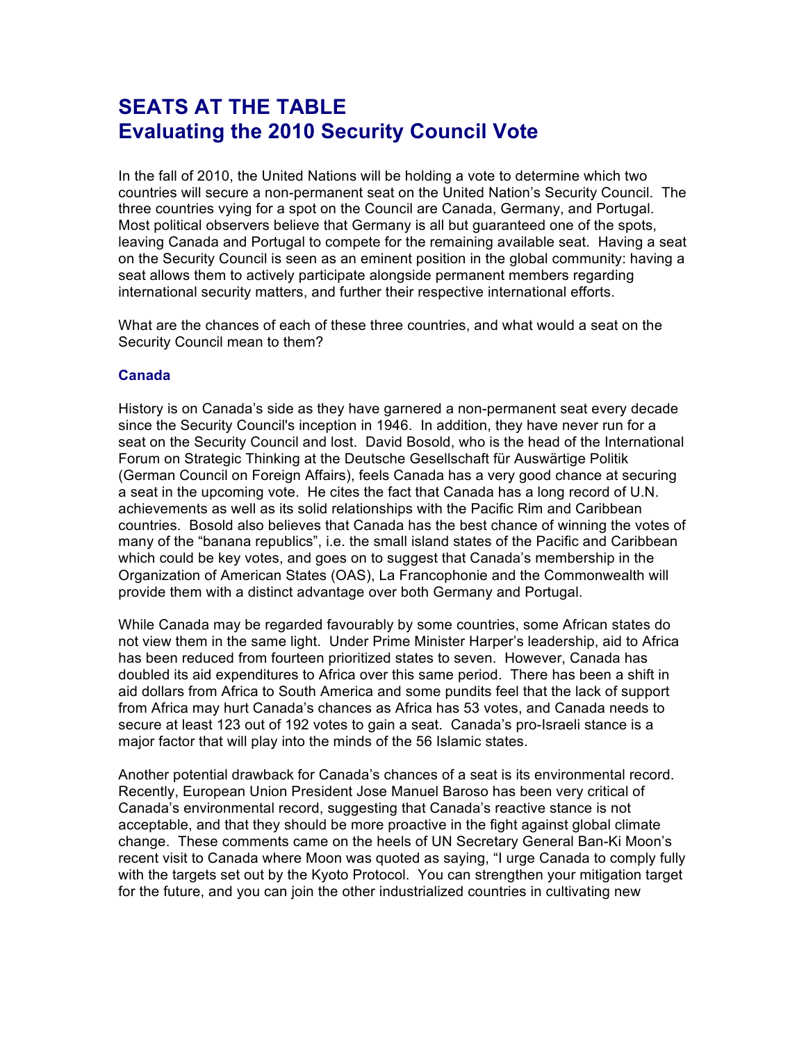# SEATS AT THE TABLE
# Evaluating the 2010 Security Council Vote

In the fall of 2010, the United Nations will be holding a vote to determine which two countries will secure a non-permanent seat on the United Nation's Security Council. The three countries vying for a spot on the Council are Canada, Germany, and Portugal. Most political observers believe that Germany is all but guaranteed one of the spots, leaving Canada and Portugal to compete for the remaining available seat. Having a seat on the Security Council is seen as an eminent position in the global community: having a seat allows them to actively participate alongside permanent members regarding international security matters, and further their respective international efforts.

What are the chances of each of these three countries, and what would a seat on the Security Council mean to them?

### Canada

History is on Canada's side as they have garnered a non-permanent seat every decade since the Security Council's inception in 1946. In addition, they have never run for a seat on the Security Council and lost. David Bosold, who is the head of the International Forum on Strategic Thinking at the Deutsche Gesellschaft für Auswärtige Politik (German Council on Foreign Affairs), feels Canada has a very good chance at securing a seat in the upcoming vote. He cites the fact that Canada has a long record of U.N. achievements as well as its solid relationships with the Pacific Rim and Caribbean countries. Bosold also believes that Canada has the best chance of winning the votes of many of the "banana republics", i.e. the small island states of the Pacific and Caribbean which could be key votes, and goes on to suggest that Canada's membership in the Organization of American States (OAS), La Francophonie and the Commonwealth will provide them with a distinct advantage over both Germany and Portugal.

While Canada may be regarded favourably by some countries, some African states do not view them in the same light. Under Prime Minister Harper's leadership, aid to Africa has been reduced from fourteen prioritized states to seven. However, Canada has doubled its aid expenditures to Africa over this same period. There has been a shift in aid dollars from Africa to South America and some pundits feel that the lack of support from Africa may hurt Canada's chances as Africa has 53 votes, and Canada needs to secure at least 123 out of 192 votes to gain a seat. Canada's pro-Israeli stance is a major factor that will play into the minds of the 56 Islamic states.

Another potential drawback for Canada's chances of a seat is its environmental record. Recently, European Union President Jose Manuel Baroso has been very critical of Canada's environmental record, suggesting that Canada's reactive stance is not acceptable, and that they should be more proactive in the fight against global climate change. These comments came on the heels of UN Secretary General Ban-Ki Moon's recent visit to Canada where Moon was quoted as saying, "I urge Canada to comply fully with the targets set out by the Kyoto Protocol. You can strengthen your mitigation target for the future, and you can join the other industrialized countries in cultivating new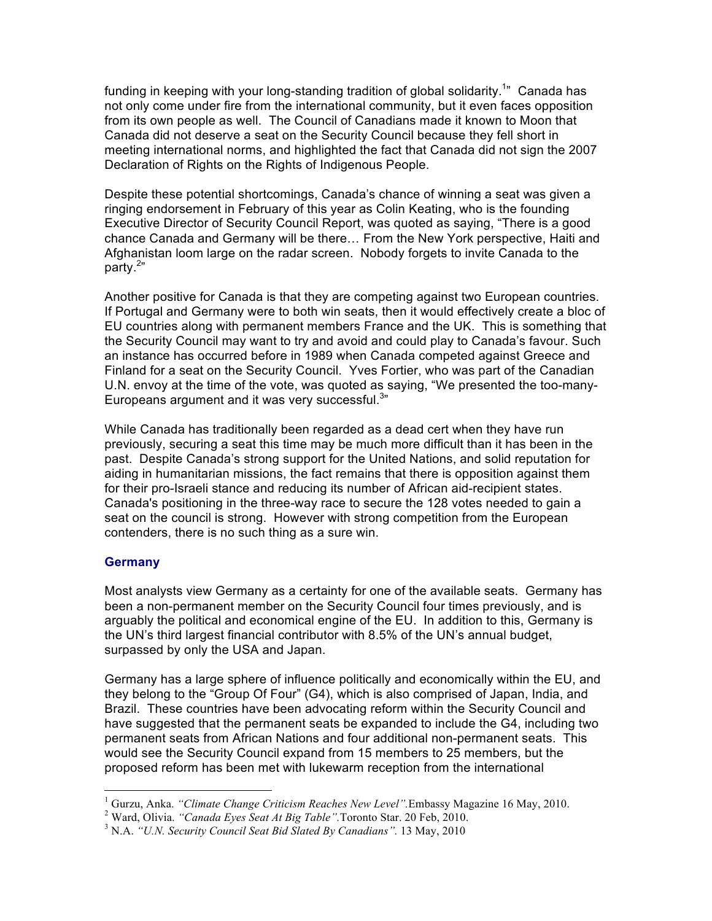funding in keeping with your long-standing tradition of global solidarity.[1]" Canada has not only come under fire from the international community, but it even faces opposition from its own people as well. The Council of Canadians made it known to Moon that Canada did not deserve a seat on the Security Council because they fell short in meeting international norms, and highlighted the fact that Canada did not sign the 2007 Declaration of Rights on the Rights of Indigenous People.

Despite these potential shortcomings, Canada's chance of winning a seat was given a ringing endorsement in February of this year as Colin Keating, who is the founding Executive Director of Security Council Report, was quoted as saying, "There is a good chance Canada and Germany will be there… From the New York perspective, Haiti and Afghanistan loom large on the radar screen. Nobody forgets to invite Canada to the party.[2]"

Another positive for Canada is that they are competing against two European countries. If Portugal and Germany were to both win seats, then it would effectively create a bloc of EU countries along with permanent members France and the UK. This is something that the Security Council may want to try and avoid and could play to Canada's favour. Such an instance has occurred before in 1989 when Canada competed against Greece and Finland for a seat on the Security Council. Yves Fortier, who was part of the Canadian U.N. envoy at the time of the vote, was quoted as saying, "We presented the too-many-Europeans argument and it was very successful.[3]"

While Canada has traditionally been regarded as a dead cert when they have run previously, securing a seat this time may be much more difficult than it has been in the past. Despite Canada's strong support for the United Nations, and solid reputation for aiding in humanitarian missions, the fact remains that there is opposition against them for their pro-Israeli stance and reducing its number of African aid-recipient states. Canada's positioning in the three-way race to secure the 128 votes needed to gain a seat on the council is strong. However with strong competition from the European contenders, there is no such thing as a sure win.

### Germany

Most analysts view Germany as a certainty for one of the available seats. Germany has been a non-permanent member on the Security Council four times previously, and is arguably the political and economical engine of the EU. In addition to this, Germany is the UN's third largest financial contributor with 8.5% of the UN's annual budget, surpassed by only the USA and Japan.

Germany has a large sphere of influence politically and economically within the EU, and they belong to the "Group Of Four" (G4), which is also comprised of Japan, India, and Brazil. These countries have been advocating reform within the Security Council and have suggested that the permanent seats be expanded to include the G4, including two permanent seats from African Nations and four additional non-permanent seats. This would see the Security Council expand from 15 members to 25 members, but the proposed reform has been met with lukewarm reception from the international

---

[1] Gurzu, Anka. *"Climate Change Criticism Reaches New Level".* Embassy Magazine 16 May, 2010.

[2] Ward, Olivia. *"Canada Eyes Seat At Big Table".* Toronto Star. 20 Feb, 2010.

[3] N.A. *"U.N. Security Council Seat Bid Slated By Canadians".* 13 May, 2010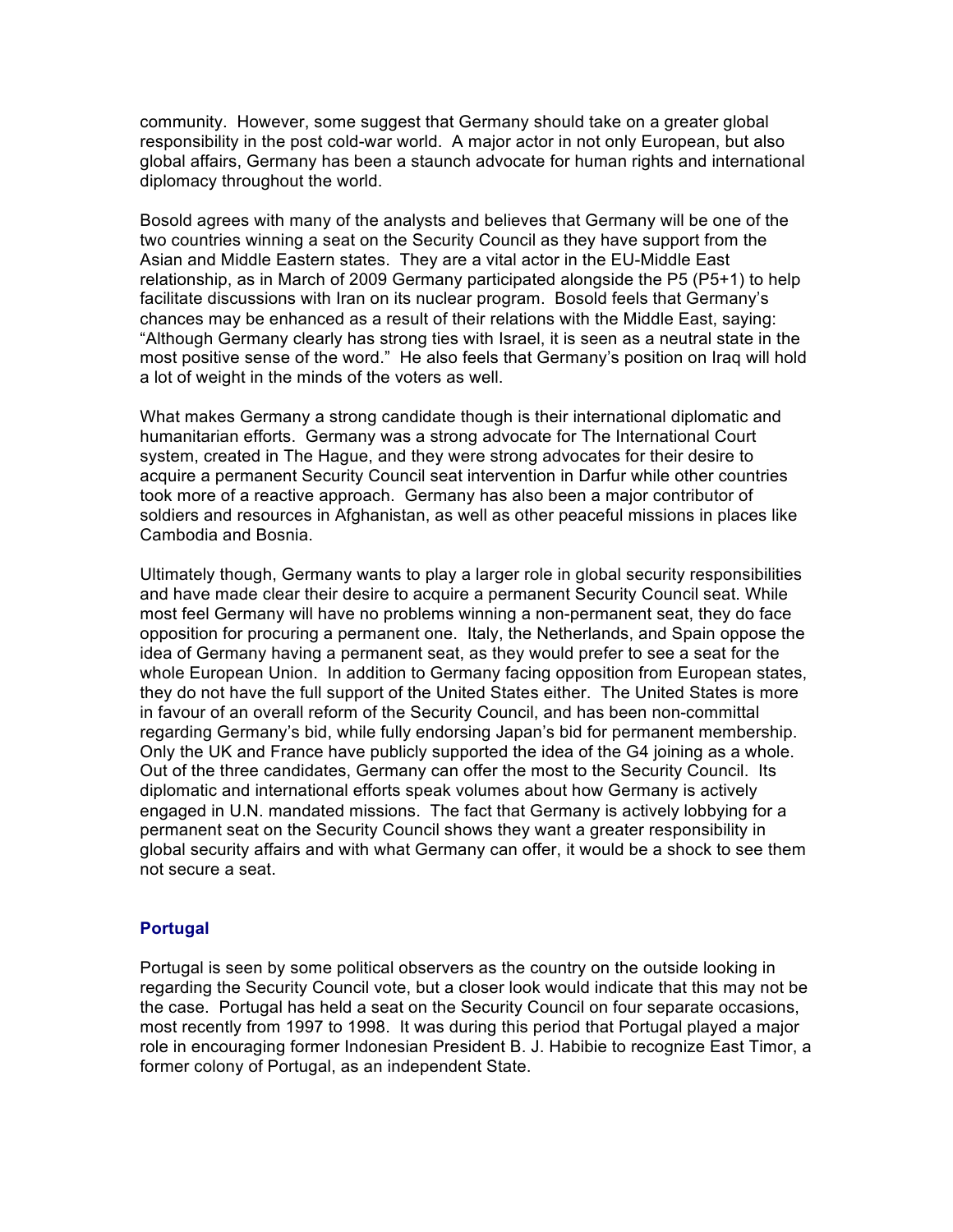community. However, some suggest that Germany should take on a greater global responsibility in the post cold-war world. A major actor in not only European, but also global affairs, Germany has been a staunch advocate for human rights and international diplomacy throughout the world.

Bosold agrees with many of the analysts and believes that Germany will be one of the two countries winning a seat on the Security Council as they have support from the Asian and Middle Eastern states. They are a vital actor in the EU-Middle East relationship, as in March of 2009 Germany participated alongside the P5 (P5+1) to help facilitate discussions with Iran on its nuclear program. Bosold feels that Germany's chances may be enhanced as a result of their relations with the Middle East, saying: "Although Germany clearly has strong ties with Israel, it is seen as a neutral state in the most positive sense of the word." He also feels that Germany's position on Iraq will hold a lot of weight in the minds of the voters as well.

What makes Germany a strong candidate though is their international diplomatic and humanitarian efforts. Germany was a strong advocate for The International Court system, created in The Hague, and they were strong advocates for their desire to acquire a permanent Security Council seat intervention in Darfur while other countries took more of a reactive approach. Germany has also been a major contributor of soldiers and resources in Afghanistan, as well as other peaceful missions in places like Cambodia and Bosnia.

Ultimately though, Germany wants to play a larger role in global security responsibilities and have made clear their desire to acquire a permanent Security Council seat. While most feel Germany will have no problems winning a non-permanent seat, they do face opposition for procuring a permanent one. Italy, the Netherlands, and Spain oppose the idea of Germany having a permanent seat, as they would prefer to see a seat for the whole European Union. In addition to Germany facing opposition from European states, they do not have the full support of the United States either. The United States is more in favour of an overall reform of the Security Council, and has been non-committal regarding Germany's bid, while fully endorsing Japan's bid for permanent membership. Only the UK and France have publicly supported the idea of the G4 joining as a whole. Out of the three candidates, Germany can offer the most to the Security Council. Its diplomatic and international efforts speak volumes about how Germany is actively engaged in U.N. mandated missions. The fact that Germany is actively lobbying for a permanent seat on the Security Council shows they want a greater responsibility in global security affairs and with what Germany can offer, it would be a shock to see them not secure a seat.

### Portugal

Portugal is seen by some political observers as the country on the outside looking in regarding the Security Council vote, but a closer look would indicate that this may not be the case. Portugal has held a seat on the Security Council on four separate occasions, most recently from 1997 to 1998. It was during this period that Portugal played a major role in encouraging former Indonesian President B. J. Habibie to recognize East Timor, a former colony of Portugal, as an independent State.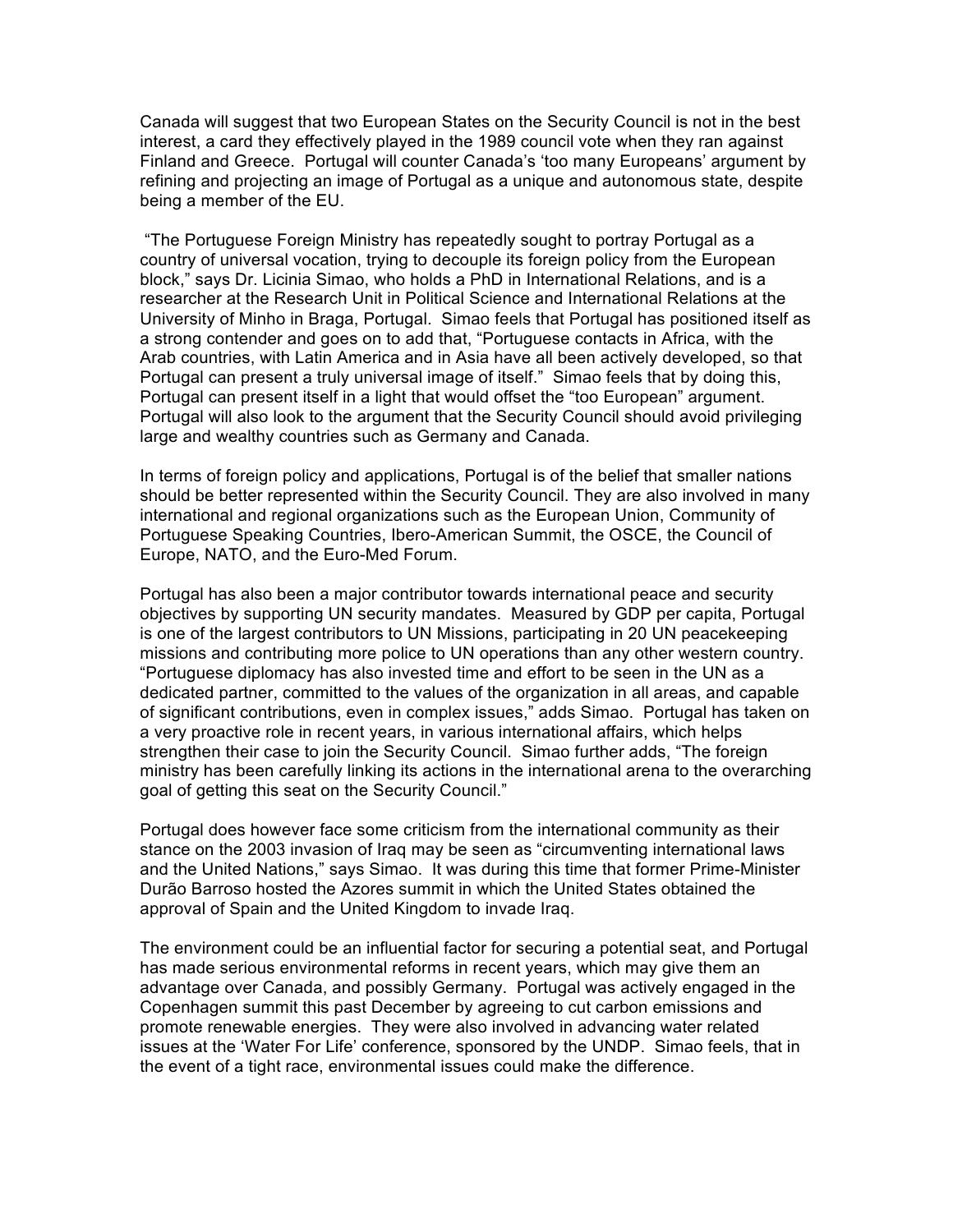Canada will suggest that two European States on the Security Council is not in the best interest, a card they effectively played in the 1989 council vote when they ran against Finland and Greece. Portugal will counter Canada's 'too many Europeans' argument by refining and projecting an image of Portugal as a unique and autonomous state, despite being a member of the EU.

"The Portuguese Foreign Ministry has repeatedly sought to portray Portugal as a country of universal vocation, trying to decouple its foreign policy from the European block," says Dr. Licinia Simao, who holds a PhD in International Relations, and is a researcher at the Research Unit in Political Science and International Relations at the University of Minho in Braga, Portugal. Simao feels that Portugal has positioned itself as a strong contender and goes on to add that, "Portuguese contacts in Africa, with the Arab countries, with Latin America and in Asia have all been actively developed, so that Portugal can present a truly universal image of itself." Simao feels that by doing this, Portugal can present itself in a light that would offset the "too European" argument. Portugal will also look to the argument that the Security Council should avoid privileging large and wealthy countries such as Germany and Canada.

In terms of foreign policy and applications, Portugal is of the belief that smaller nations should be better represented within the Security Council. They are also involved in many international and regional organizations such as the European Union, Community of Portuguese Speaking Countries, Ibero-American Summit, the OSCE, the Council of Europe, NATO, and the Euro-Med Forum.

Portugal has also been a major contributor towards international peace and security objectives by supporting UN security mandates. Measured by GDP per capita, Portugal is one of the largest contributors to UN Missions, participating in 20 UN peacekeeping missions and contributing more police to UN operations than any other western country. "Portuguese diplomacy has also invested time and effort to be seen in the UN as a dedicated partner, committed to the values of the organization in all areas, and capable of significant contributions, even in complex issues," adds Simao. Portugal has taken on a very proactive role in recent years, in various international affairs, which helps strengthen their case to join the Security Council. Simao further adds, "The foreign ministry has been carefully linking its actions in the international arena to the overarching goal of getting this seat on the Security Council."

Portugal does however face some criticism from the international community as their stance on the 2003 invasion of Iraq may be seen as "circumventing international laws and the United Nations," says Simao. It was during this time that former Prime-Minister Durão Barroso hosted the Azores summit in which the United States obtained the approval of Spain and the United Kingdom to invade Iraq.

The environment could be an influential factor for securing a potential seat, and Portugal has made serious environmental reforms in recent years, which may give them an advantage over Canada, and possibly Germany. Portugal was actively engaged in the Copenhagen summit this past December by agreeing to cut carbon emissions and promote renewable energies. They were also involved in advancing water related issues at the 'Water For Life' conference, sponsored by the UNDP. Simao feels, that in the event of a tight race, environmental issues could make the difference.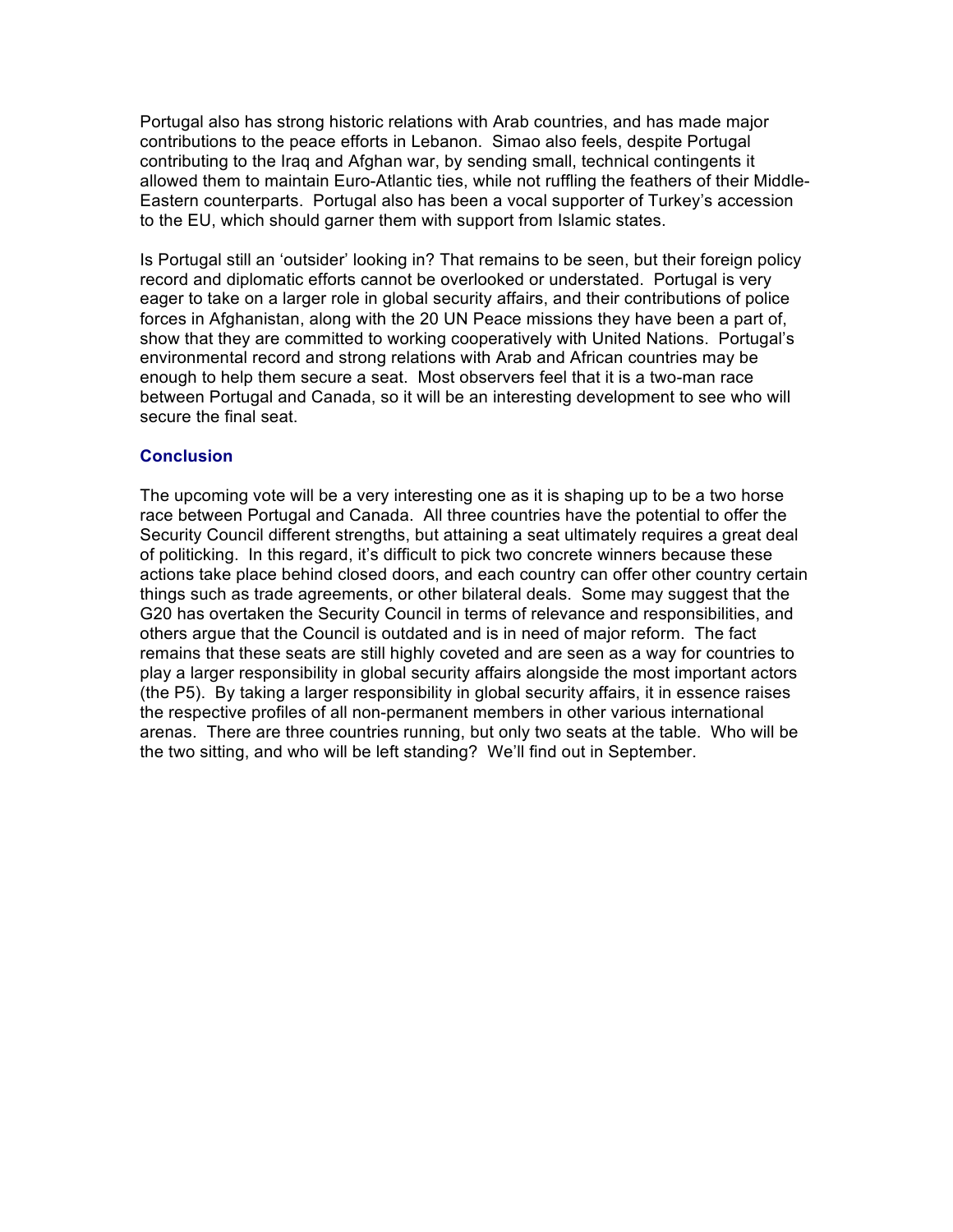Portugal also has strong historic relations with Arab countries, and has made major contributions to the peace efforts in Lebanon. Simao also feels, despite Portugal contributing to the Iraq and Afghan war, by sending small, technical contingents it allowed them to maintain Euro-Atlantic ties, while not ruffling the feathers of their Middle-Eastern counterparts. Portugal also has been a vocal supporter of Turkey's accession to the EU, which should garner them with support from Islamic states.

Is Portugal still an 'outsider' looking in? That remains to be seen, but their foreign policy record and diplomatic efforts cannot be overlooked or understated. Portugal is very eager to take on a larger role in global security affairs, and their contributions of police forces in Afghanistan, along with the 20 UN Peace missions they have been a part of, show that they are committed to working cooperatively with United Nations. Portugal's environmental record and strong relations with Arab and African countries may be enough to help them secure a seat. Most observers feel that it is a two-man race between Portugal and Canada, so it will be an interesting development to see who will secure the final seat.

### Conclusion

The upcoming vote will be a very interesting one as it is shaping up to be a two horse race between Portugal and Canada. All three countries have the potential to offer the Security Council different strengths, but attaining a seat ultimately requires a great deal of politicking. In this regard, it's difficult to pick two concrete winners because these actions take place behind closed doors, and each country can offer other country certain things such as trade agreements, or other bilateral deals. Some may suggest that the G20 has overtaken the Security Council in terms of relevance and responsibilities, and others argue that the Council is outdated and is in need of major reform. The fact remains that these seats are still highly coveted and are seen as a way for countries to play a larger responsibility in global security affairs alongside the most important actors (the P5). By taking a larger responsibility in global security affairs, it in essence raises the respective profiles of all non-permanent members in other various international arenas. There are three countries running, but only two seats at the table. Who will be the two sitting, and who will be left standing? We'll find out in September.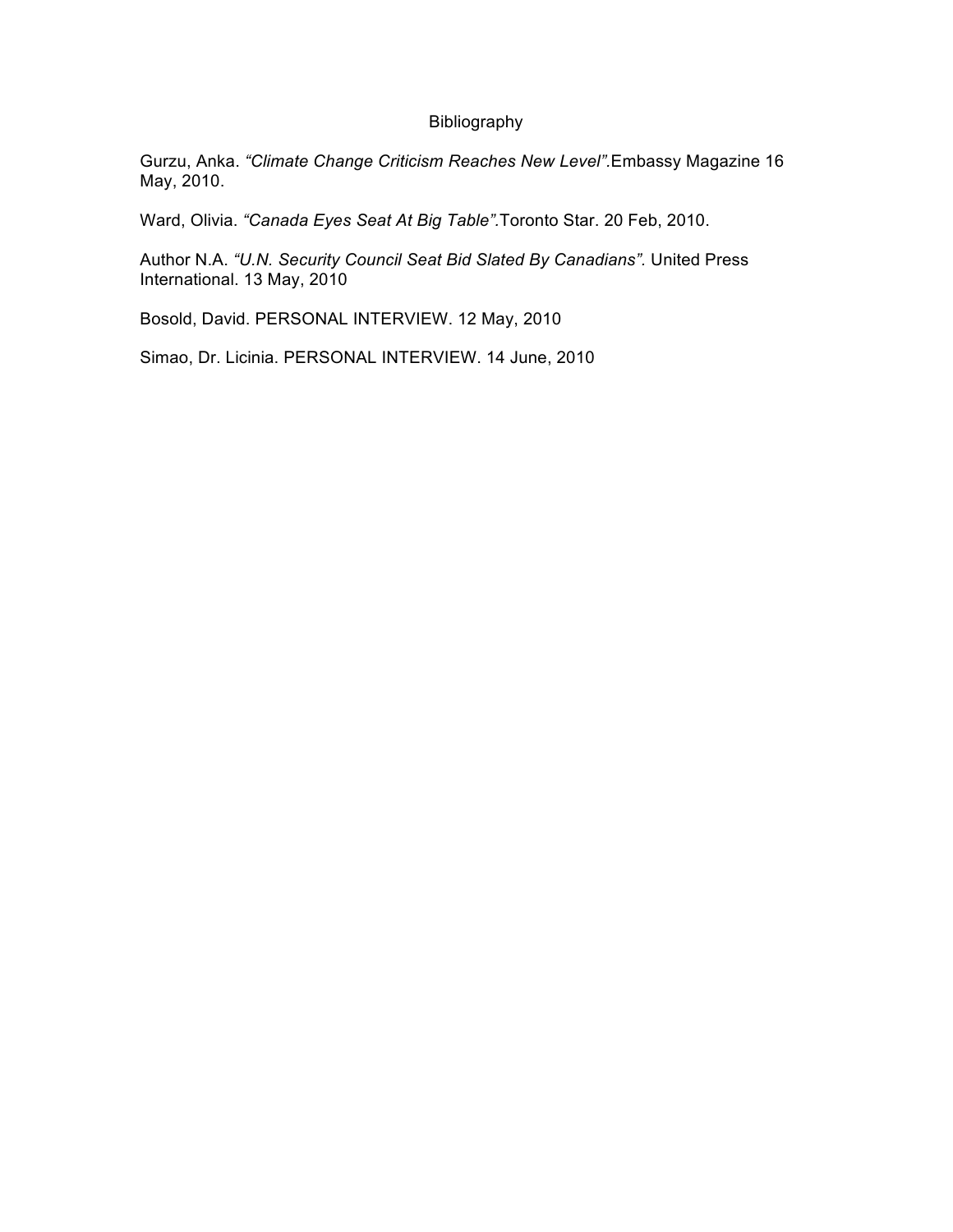## Bibliography

Gurzu, Anka. *“Climate Change Criticism Reaches New Level”.*Embassy Magazine 16 May, 2010.

Ward, Olivia. *“Canada Eyes Seat At Big Table”.*Toronto Star. 20 Feb, 2010.

Author N.A. *“U.N. Security Council Seat Bid Slated By Canadians”.* United Press International. 13 May, 2010

Bosold, David. PERSONAL INTERVIEW. 12 May, 2010

Simao, Dr. Licinia. PERSONAL INTERVIEW. 14 June, 2010